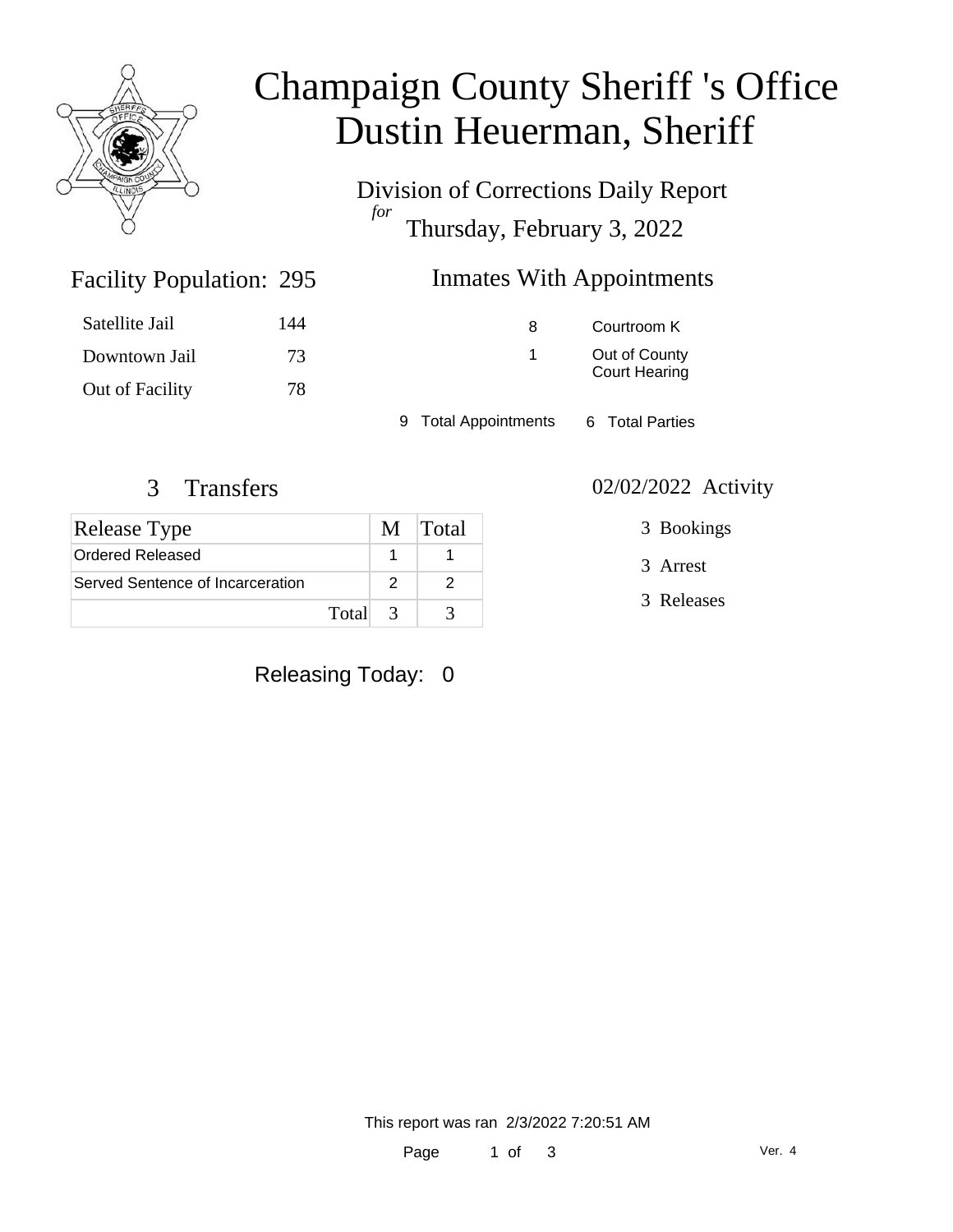# Champaign County Sheriff 's Office
# Dustin Heuerman, Sheriff

Division of Corrections Daily Report
*for*
Thursday, February 3, 2022

## Facility Population: 295

| | |
|---|---|
| Satellite Jail | 144 |
| Downtown Jail | 73 |
| Out of Facility | 78 |

## Inmates With Appointments

| | |
|---|---|
| 8 | Courtroom K |
| 1 | Out of County Court Hearing |

9 Total Appointments    6 Total Parties

## 3 Transfers

| Release Type | M | Total |
|---|---|---|
| Ordered Released | 1 | 1 |
| Served Sentence of Incarceration | 2 | 2 |
| Total | 3 | 3 |

## 02/02/2022 Activity

3 Bookings

3 Arrest

3 Releases

Releasing Today: 0

This report was ran 2/3/2022 7:20:51 AM

Ver. 4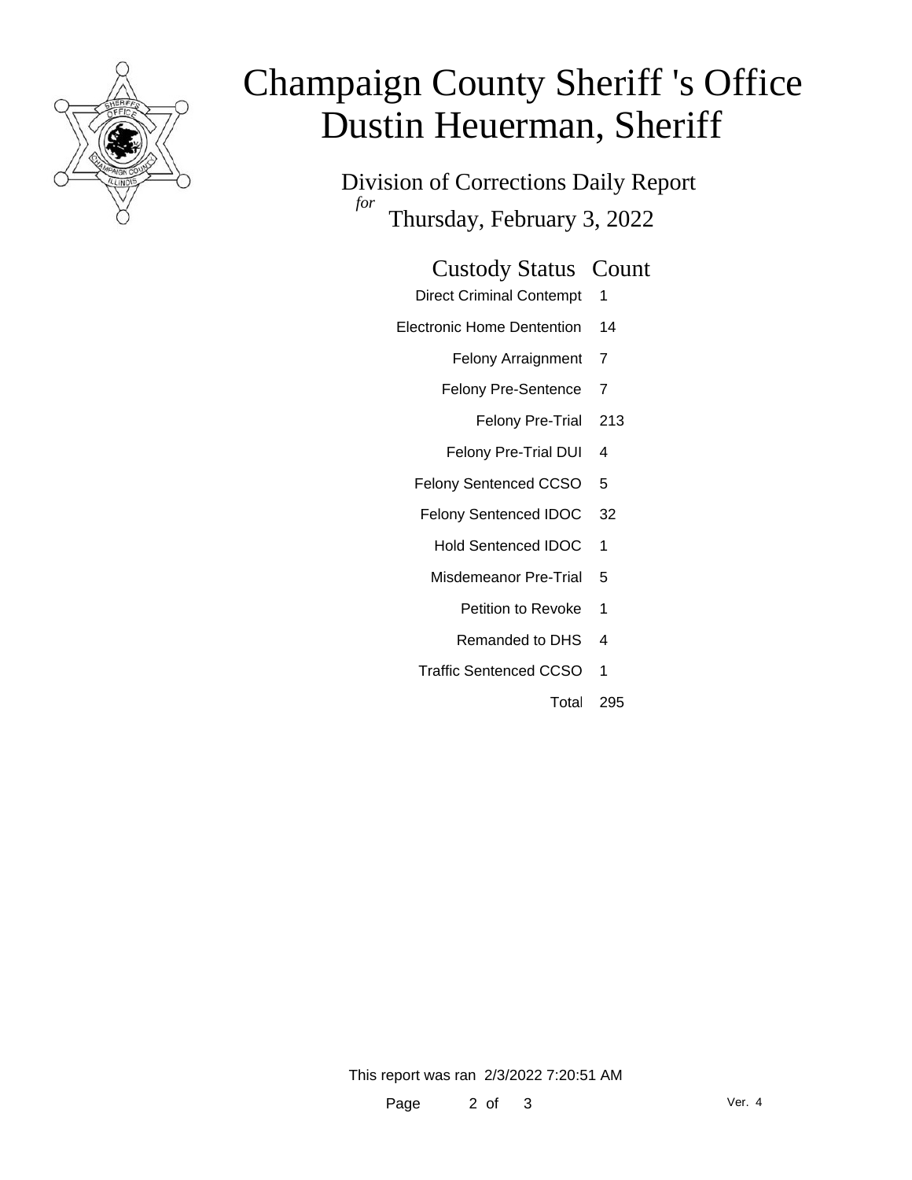# Champaign County Sheriff 's Office
# Dustin Heuerman, Sheriff

Division of Corrections Daily Report
*for*
Thursday, February 3, 2022

| Custody Status | Count |
|---|---|
| Direct Criminal Contempt | 1 |
| Electronic Home Dentention | 14 |
| Felony Arraignment | 7 |
| Felony Pre-Sentence | 7 |
| Felony Pre-Trial | 213 |
| Felony Pre-Trial DUI | 4 |
| Felony Sentenced CCSO | 5 |
| Felony Sentenced IDOC | 32 |
| Hold Sentenced IDOC | 1 |
| Misdemeanor Pre-Trial | 5 |
| Petition to Revoke | 1 |
| Remanded to DHS | 4 |
| Traffic Sentenced CCSO | 1 |
| Total | 295 |

This report was ran 2/3/2022 7:20:51 AM

Ver. 4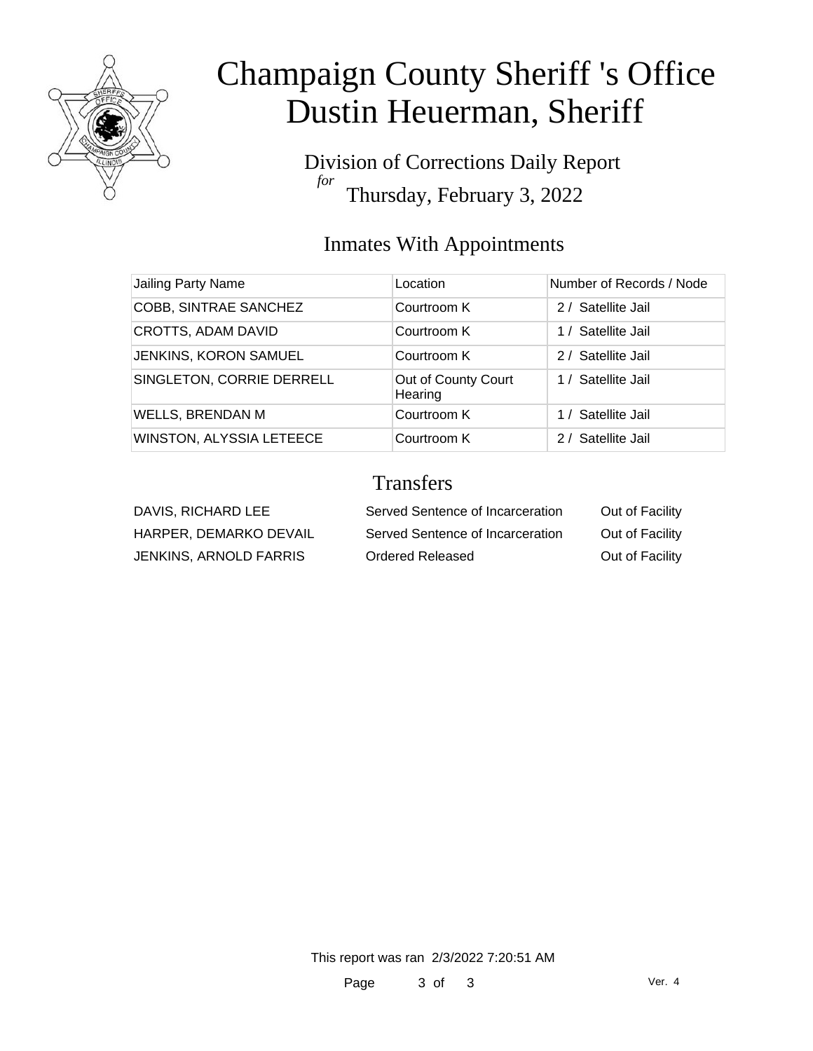# Champaign County Sheriff 's Office
# Dustin Heuerman, Sheriff

Division of Corrections Daily Report
*for*
Thursday, February 3, 2022

## Inmates With Appointments

| Jailing Party Name | Location | Number of Records / Node |
|---|---|---|
| COBB, SINTRAE SANCHEZ | Courtroom K | 2 / Satellite Jail |
| CROTTS, ADAM DAVID | Courtroom K | 1 / Satellite Jail |
| JENKINS, KORON SAMUEL | Courtroom K | 2 / Satellite Jail |
| SINGLETON, CORRIE DERRELL | Out of County Court Hearing | 1 / Satellite Jail |
| WELLS, BRENDAN M | Courtroom K | 1 / Satellite Jail |
| WINSTON, ALYSSIA LETEECE | Courtroom K | 2 / Satellite Jail |

## Transfers

| | | |
|---|---|---|
| DAVIS, RICHARD LEE | Served Sentence of Incarceration | Out of Facility |
| HARPER, DEMARKO DEVAIL | Served Sentence of Incarceration | Out of Facility |
| JENKINS, ARNOLD FARRIS | Ordered Released | Out of Facility |

This report was ran 2/3/2022 7:20:51 AM

Ver. 4